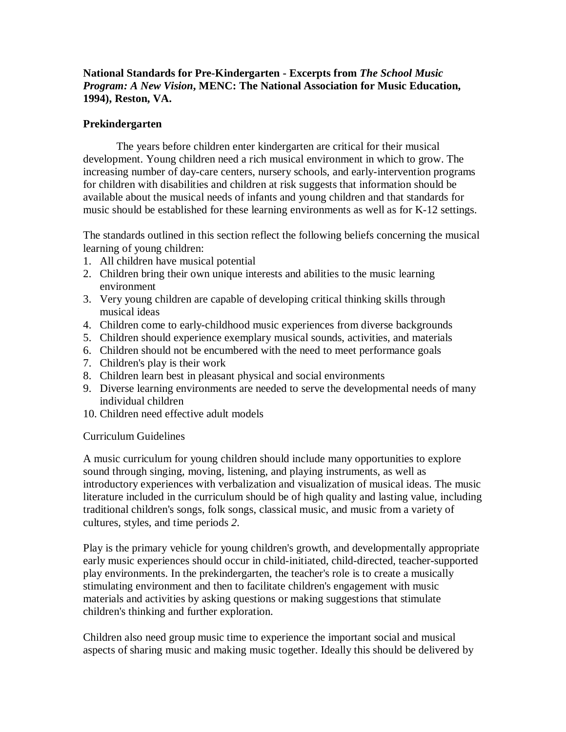**National Standards for Pre-Kindergarten - Excerpts from *The School Music Program: A New Vision*, MENC: The National Association for Music Education, 1994), Reston, VA.**

**Prekindergarten**

The years before children enter kindergarten are critical for their musical development. Young children need a rich musical environment in which to grow. The increasing number of day-care centers, nursery schools, and early-intervention programs for children with disabilities and children at risk suggests that information should be available about the musical needs of infants and young children and that standards for music should be established for these learning environments as well as for K-12 settings.

The standards outlined in this section reflect the following beliefs concerning the musical learning of young children:

1. All children have musical potential
2. Children bring their own unique interests and abilities to the music learning environment
3. Very young children are capable of developing critical thinking skills through musical ideas
4. Children come to early-childhood music experiences from diverse backgrounds
5. Children should experience exemplary musical sounds, activities, and materials
6. Children should not be encumbered with the need to meet performance goals
7. Children's play is their work
8. Children learn best in pleasant physical and social environments
9. Diverse learning environments are needed to serve the developmental needs of many individual children
10. Children need effective adult models

Curriculum Guidelines

A music curriculum for young children should include many opportunities to explore sound through singing, moving, listening, and playing instruments, as well as introductory experiences with verbalization and visualization of musical ideas. The music literature included in the curriculum should be of high quality and lasting value, including traditional children's songs, folk songs, classical music, and music from a variety of cultures, styles, and time periods *2*.

Play is the primary vehicle for young children's growth, and developmentally appropriate early music experiences should occur in child-initiated, child-directed, teacher-supported play environments. In the prekindergarten, the teacher's role is to create a musically stimulating environment and then to facilitate children's engagement with music materials and activities by asking questions or making suggestions that stimulate children's thinking and further exploration.

Children also need group music time to experience the important social and musical aspects of sharing music and making music together. Ideally this should be delivered by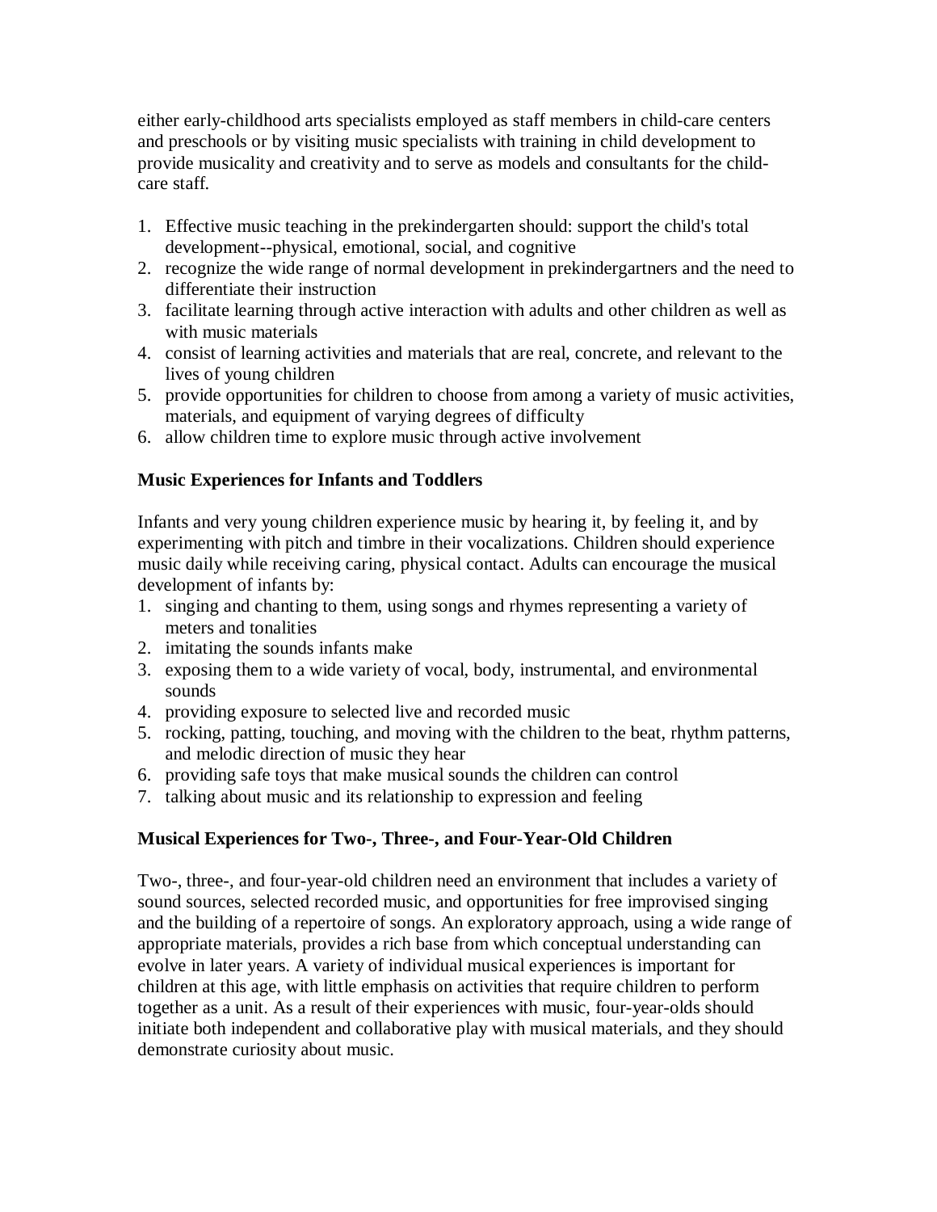either early-childhood arts specialists employed as staff members in child-care centers and preschools or by visiting music specialists with training in child development to provide musicality and creativity and to serve as models and consultants for the child-care staff.

1. Effective music teaching in the prekindergarten should: support the child's total development--physical, emotional, social, and cognitive
2. recognize the wide range of normal development in prekindergartners and the need to differentiate their instruction
3. facilitate learning through active interaction with adults and other children as well as with music materials
4. consist of learning activities and materials that are real, concrete, and relevant to the lives of young children
5. provide opportunities for children to choose from among a variety of music activities, materials, and equipment of varying degrees of difficulty
6. allow children time to explore music through active involvement

**Music Experiences for Infants and Toddlers**

Infants and very young children experience music by hearing it, by feeling it, and by experimenting with pitch and timbre in their vocalizations. Children should experience music daily while receiving caring, physical contact. Adults can encourage the musical development of infants by:

1. singing and chanting to them, using songs and rhymes representing a variety of meters and tonalities
2. imitating the sounds infants make
3. exposing them to a wide variety of vocal, body, instrumental, and environmental sounds
4. providing exposure to selected live and recorded music
5. rocking, patting, touching, and moving with the children to the beat, rhythm patterns, and melodic direction of music they hear
6. providing safe toys that make musical sounds the children can control
7. talking about music and its relationship to expression and feeling

**Musical Experiences for Two-, Three-, and Four-Year-Old Children**

Two-, three-, and four-year-old children need an environment that includes a variety of sound sources, selected recorded music, and opportunities for free improvised singing and the building of a repertoire of songs. An exploratory approach, using a wide range of appropriate materials, provides a rich base from which conceptual understanding can evolve in later years. A variety of individual musical experiences is important for children at this age, with little emphasis on activities that require children to perform together as a unit. As a result of their experiences with music, four-year-olds should initiate both independent and collaborative play with musical materials, and they should demonstrate curiosity about music.